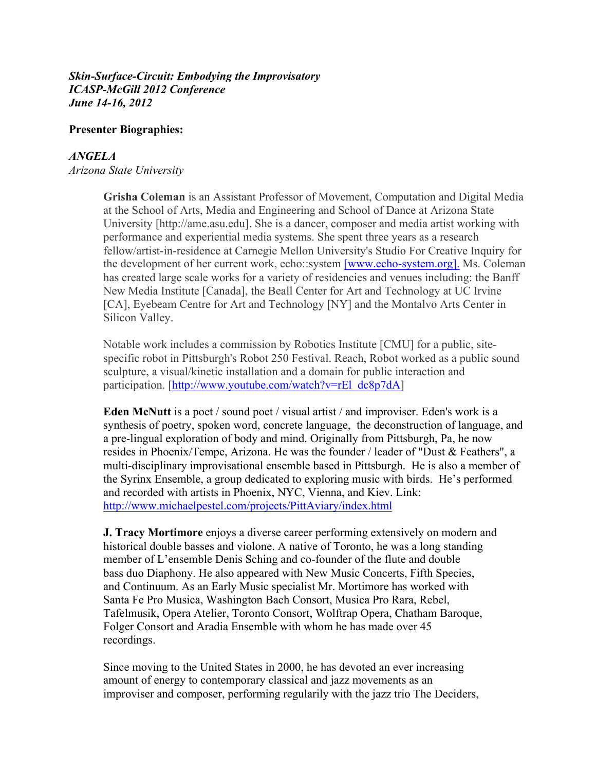***Skin-Surface-Circuit: Embodying the Improvisatory***
***ICASP-McGill 2012 Conference***
***June 14-16, 2012***

**Presenter Biographies:**

***ANGELA***
*Arizona State University*

**Grisha Coleman** is an Assistant Professor of Movement, Computation and Digital Media at the School of Arts, Media and Engineering and School of Dance at Arizona State University [http://ame.asu.edu]. She is a dancer, composer and media artist working with performance and experiential media systems. She spent three years as a research fellow/artist-in-residence at Carnegie Mellon University's Studio For Creative Inquiry for the development of her current work, echo::system [www.echo-system.org]. Ms. Coleman has created large scale works for a variety of residencies and venues including: the Banff New Media Institute [Canada], the Beall Center for Art and Technology at UC Irvine [CA], Eyebeam Centre for Art and Technology [NY] and the Montalvo Arts Center in Silicon Valley.

Notable work includes a commission by Robotics Institute [CMU] for a public, site-specific robot in Pittsburgh's Robot 250 Festival. Reach, Robot worked as a public sound sculpture, a visual/kinetic installation and a domain for public interaction and participation. [http://www.youtube.com/watch?v=rEl_dc8p7dA]

**Eden McNutt** is a poet / sound poet / visual artist / and improviser. Eden's work is a synthesis of poetry, spoken word, concrete language, the deconstruction of language, and a pre-lingual exploration of body and mind. Originally from Pittsburgh, Pa, he now resides in Phoenix/Tempe, Arizona. He was the founder / leader of "Dust & Feathers", a multi-disciplinary improvisational ensemble based in Pittsburgh. He is also a member of the Syrinx Ensemble, a group dedicated to exploring music with birds. He's performed and recorded with artists in Phoenix, NYC, Vienna, and Kiev. Link: http://www.michaelpestel.com/projects/PittAviary/index.html

**J. Tracy Mortimore** enjoys a diverse career performing extensively on modern and historical double basses and violone. A native of Toronto, he was a long standing member of L'ensemble Denis Sching and co-founder of the flute and double bass duo Diaphony. He also appeared with New Music Concerts, Fifth Species, and Continuum. As an Early Music specialist Mr. Mortimore has worked with Santa Fe Pro Musica, Washington Bach Consort, Musica Pro Rara, Rebel, Tafelmusik, Opera Atelier, Toronto Consort, Wolftrap Opera, Chatham Baroque, Folger Consort and Aradia Ensemble with whom he has made over 45 recordings.

Since moving to the United States in 2000, he has devoted an ever increasing amount of energy to contemporary classical and jazz movements as an improviser and composer, performing regularly with the jazz trio The Deciders,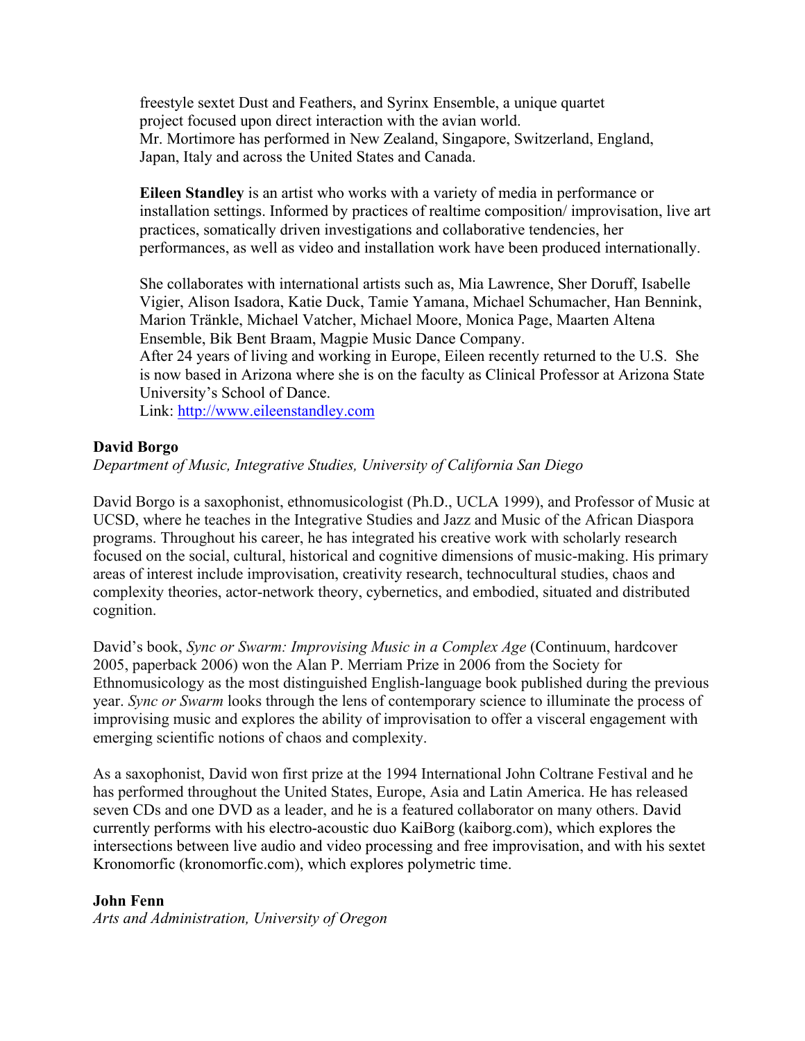freestyle sextet Dust and Feathers, and Syrinx Ensemble, a unique quartet project focused upon direct interaction with the avian world.
Mr. Mortimore has performed in New Zealand, Singapore, Switzerland, England, Japan, Italy and across the United States and Canada.

**Eileen Standley** is an artist who works with a variety of media in performance or installation settings. Informed by practices of realtime composition/ improvisation, live art practices, somatically driven investigations and collaborative tendencies, her performances, as well as video and installation work have been produced internationally.

She collaborates with international artists such as, Mia Lawrence, Sher Doruff, Isabelle Vigier, Alison Isadora, Katie Duck, Tamie Yamana, Michael Schumacher, Han Bennink, Marion Tränkle, Michael Vatcher, Michael Moore, Monica Page, Maarten Altena Ensemble, Bik Bent Braam, Magpie Music Dance Company.
After 24 years of living and working in Europe, Eileen recently returned to the U.S. She is now based in Arizona where she is on the faculty as Clinical Professor at Arizona State University's School of Dance.
Link: http://www.eileenstandley.com

**David Borgo**
*Department of Music, Integrative Studies, University of California San Diego*

David Borgo is a saxophonist, ethnomusicologist (Ph.D., UCLA 1999), and Professor of Music at UCSD, where he teaches in the Integrative Studies and Jazz and Music of the African Diaspora programs. Throughout his career, he has integrated his creative work with scholarly research focused on the social, cultural, historical and cognitive dimensions of music-making. His primary areas of interest include improvisation, creativity research, technocultural studies, chaos and complexity theories, actor-network theory, cybernetics, and embodied, situated and distributed cognition.

David's book, *Sync or Swarm: Improvising Music in a Complex Age* (Continuum, hardcover 2005, paperback 2006) won the Alan P. Merriam Prize in 2006 from the Society for Ethnomusicology as the most distinguished English-language book published during the previous year. *Sync or Swarm* looks through the lens of contemporary science to illuminate the process of improvising music and explores the ability of improvisation to offer a visceral engagement with emerging scientific notions of chaos and complexity.

As a saxophonist, David won first prize at the 1994 International John Coltrane Festival and he has performed throughout the United States, Europe, Asia and Latin America. He has released seven CDs and one DVD as a leader, and he is a featured collaborator on many others. David currently performs with his electro-acoustic duo KaiBorg (kaiborg.com), which explores the intersections between live audio and video processing and free improvisation, and with his sextet Kronomorfic (kronomorfic.com), which explores polymetric time.

**John Fenn**
*Arts and Administration, University of Oregon*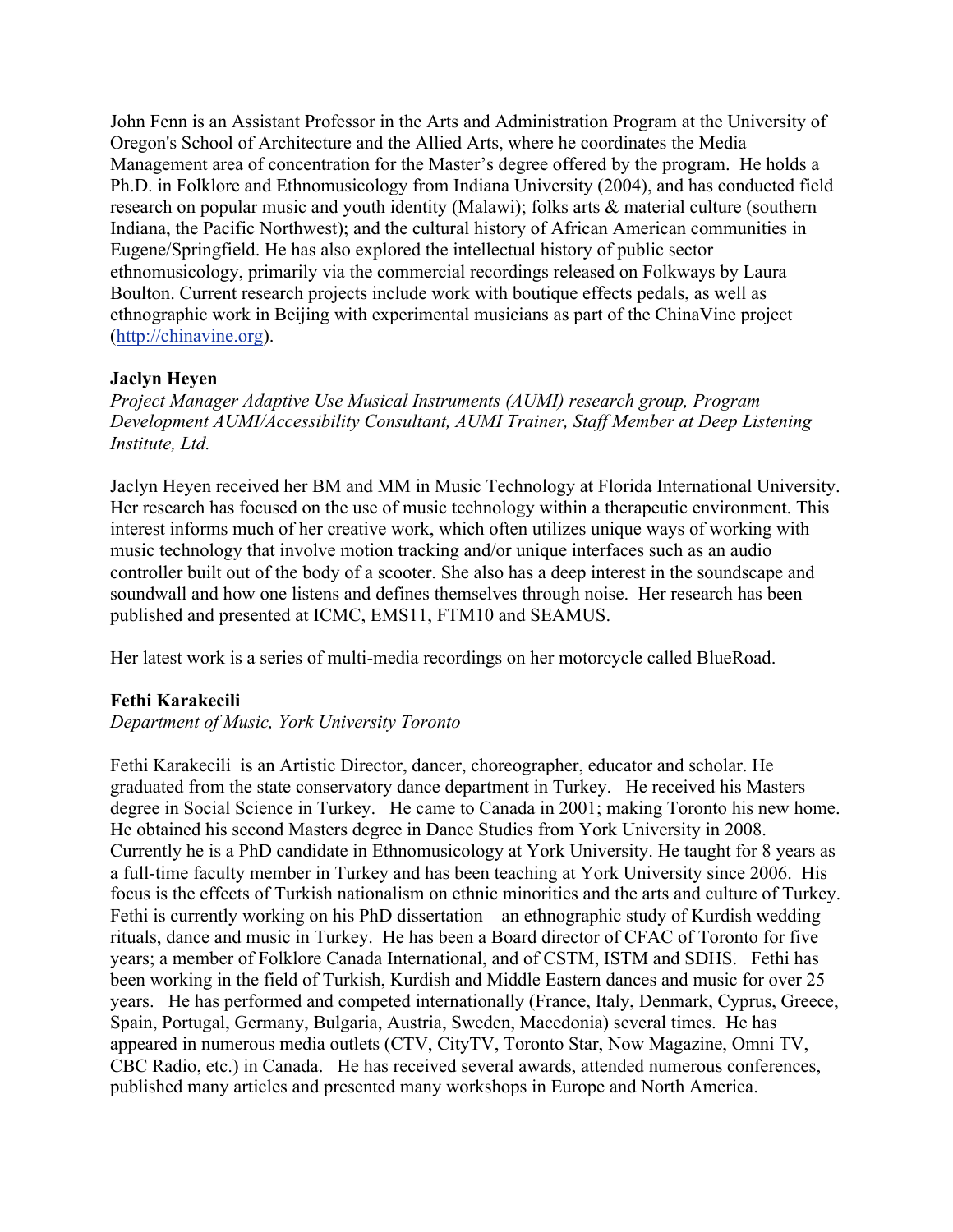John Fenn is an Assistant Professor in the Arts and Administration Program at the University of Oregon's School of Architecture and the Allied Arts, where he coordinates the Media Management area of concentration for the Master's degree offered by the program. He holds a Ph.D. in Folklore and Ethnomusicology from Indiana University (2004), and has conducted field research on popular music and youth identity (Malawi); folks arts & material culture (southern Indiana, the Pacific Northwest); and the cultural history of African American communities in Eugene/Springfield. He has also explored the intellectual history of public sector ethnomusicology, primarily via the commercial recordings released on Folkways by Laura Boulton. Current research projects include work with boutique effects pedals, as well as ethnographic work in Beijing with experimental musicians as part of the ChinaVine project (http://chinavine.org).

**Jaclyn Heyen**

*Project Manager Adaptive Use Musical Instruments (AUMI) research group, Program Development AUMI/Accessibility Consultant, AUMI Trainer, Staff Member at Deep Listening Institute, Ltd.*

Jaclyn Heyen received her BM and MM in Music Technology at Florida International University. Her research has focused on the use of music technology within a therapeutic environment. This interest informs much of her creative work, which often utilizes unique ways of working with music technology that involve motion tracking and/or unique interfaces such as an audio controller built out of the body of a scooter. She also has a deep interest in the soundscape and soundwall and how one listens and defines themselves through noise. Her research has been published and presented at ICMC, EMS11, FTM10 and SEAMUS.

Her latest work is a series of multi-media recordings on her motorcycle called BlueRoad.

**Fethi Karakecili**

*Department of Music, York University Toronto*

Fethi Karakecili is an Artistic Director, dancer, choreographer, educator and scholar. He graduated from the state conservatory dance department in Turkey. He received his Masters degree in Social Science in Turkey. He came to Canada in 2001; making Toronto his new home. He obtained his second Masters degree in Dance Studies from York University in 2008. Currently he is a PhD candidate in Ethnomusicology at York University. He taught for 8 years as a full-time faculty member in Turkey and has been teaching at York University since 2006. His focus is the effects of Turkish nationalism on ethnic minorities and the arts and culture of Turkey. Fethi is currently working on his PhD dissertation – an ethnographic study of Kurdish wedding rituals, dance and music in Turkey. He has been a Board director of CFAC of Toronto for five years; a member of Folklore Canada International, and of CSTM, ISTM and SDHS. Fethi has been working in the field of Turkish, Kurdish and Middle Eastern dances and music for over 25 years. He has performed and competed internationally (France, Italy, Denmark, Cyprus, Greece, Spain, Portugal, Germany, Bulgaria, Austria, Sweden, Macedonia) several times. He has appeared in numerous media outlets (CTV, CityTV, Toronto Star, Now Magazine, Omni TV, CBC Radio, etc.) in Canada. He has received several awards, attended numerous conferences, published many articles and presented many workshops in Europe and North America.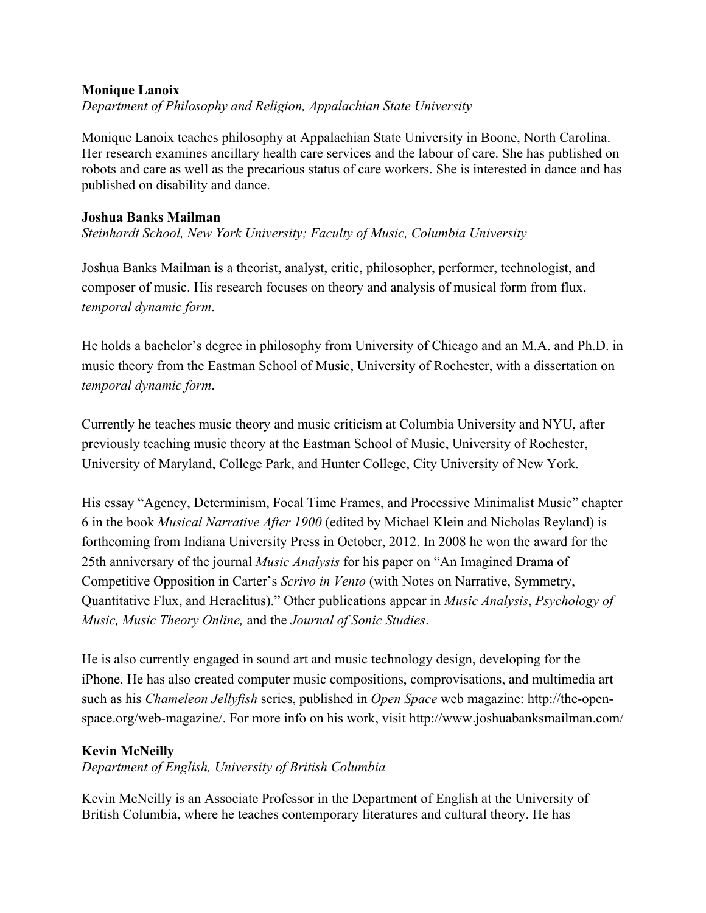**Monique Lanoix**
*Department of Philosophy and Religion, Appalachian State University*

Monique Lanoix teaches philosophy at Appalachian State University in Boone, North Carolina. Her research examines ancillary health care services and the labour of care. She has published on robots and care as well as the precarious status of care workers. She is interested in dance and has published on disability and dance.

**Joshua Banks Mailman**
*Steinhardt School, New York University; Faculty of Music, Columbia University*

Joshua Banks Mailman is a theorist, analyst, critic, philosopher, performer, technologist, and composer of music. His research focuses on theory and analysis of musical form from flux, *temporal dynamic form*.

He holds a bachelor's degree in philosophy from University of Chicago and an M.A. and Ph.D. in music theory from the Eastman School of Music, University of Rochester, with a dissertation on *temporal dynamic form*.

Currently he teaches music theory and music criticism at Columbia University and NYU, after previously teaching music theory at the Eastman School of Music, University of Rochester, University of Maryland, College Park, and Hunter College, City University of New York.

His essay "Agency, Determinism, Focal Time Frames, and Processive Minimalist Music" chapter 6 in the book *Musical Narrative After 1900* (edited by Michael Klein and Nicholas Reyland) is forthcoming from Indiana University Press in October, 2012. In 2008 he won the award for the 25th anniversary of the journal *Music Analysis* for his paper on "An Imagined Drama of Competitive Opposition in Carter's *Scrivo in Vento* (with Notes on Narrative, Symmetry, Quantitative Flux, and Heraclitus)." Other publications appear in *Music Analysis*, *Psychology of Music, Music Theory Online,* and the *Journal of Sonic Studies*.

He is also currently engaged in sound art and music technology design, developing for the iPhone. He has also created computer music compositions, comprovisations, and multimedia art such as his *Chameleon Jellyfish* series, published in *Open Space* web magazine: http://the-open-space.org/web-magazine/. For more info on his work, visit http://www.joshuabanksmailman.com/

**Kevin McNeilly**
*Department of English, University of British Columbia*

Kevin McNeilly is an Associate Professor in the Department of English at the University of British Columbia, where he teaches contemporary literatures and cultural theory. He has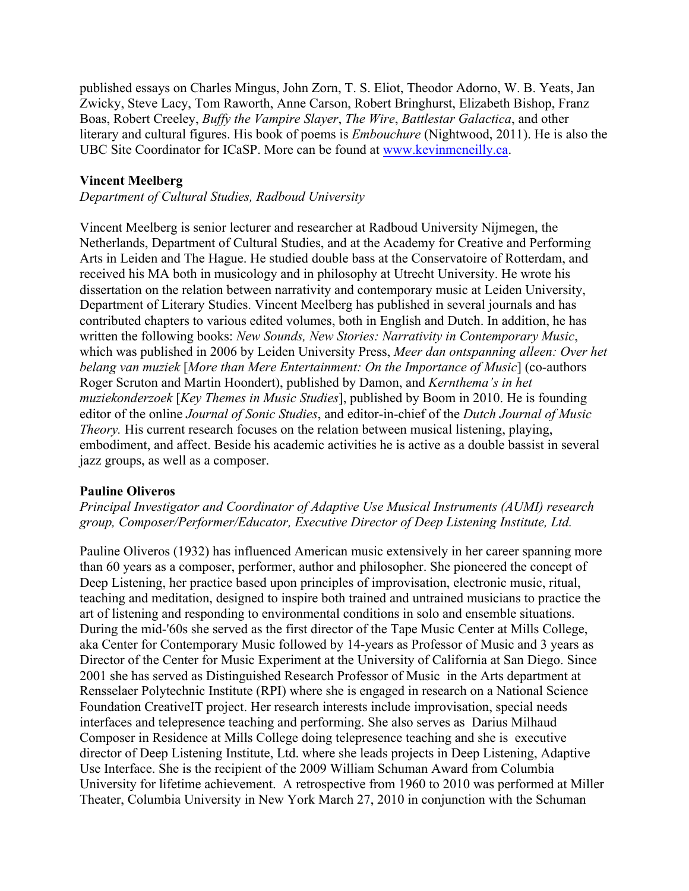published essays on Charles Mingus, John Zorn, T. S. Eliot, Theodor Adorno, W. B. Yeats, Jan Zwicky, Steve Lacy, Tom Raworth, Anne Carson, Robert Bringhurst, Elizabeth Bishop, Franz Boas, Robert Creeley, *Buffy the Vampire Slayer*, *The Wire*, *Battlestar Galactica*, and other literary and cultural figures. His book of poems is *Embouchure* (Nightwood, 2011). He is also the UBC Site Coordinator for ICaSP. More can be found at www.kevinmcneilly.ca.

**Vincent Meelberg**
*Department of Cultural Studies, Radboud University*

Vincent Meelberg is senior lecturer and researcher at Radboud University Nijmegen, the Netherlands, Department of Cultural Studies, and at the Academy for Creative and Performing Arts in Leiden and The Hague. He studied double bass at the Conservatoire of Rotterdam, and received his MA both in musicology and in philosophy at Utrecht University. He wrote his dissertation on the relation between narrativity and contemporary music at Leiden University, Department of Literary Studies. Vincent Meelberg has published in several journals and has contributed chapters to various edited volumes, both in English and Dutch. In addition, he has written the following books: *New Sounds, New Stories: Narrativity in Contemporary Music*, which was published in 2006 by Leiden University Press, *Meer dan ontspanning alleen: Over het belang van muziek* [*More than Mere Entertainment: On the Importance of Music*] (co-authors Roger Scruton and Martin Hoondert), published by Damon, and *Kernthema's in het muziekonderzoek* [*Key Themes in Music Studies*], published by Boom in 2010. He is founding editor of the online *Journal of Sonic Studies*, and editor-in-chief of the *Dutch Journal of Music Theory.* His current research focuses on the relation between musical listening, playing, embodiment, and affect. Beside his academic activities he is active as a double bassist in several jazz groups, as well as a composer.

**Pauline Oliveros**
*Principal Investigator and Coordinator of Adaptive Use Musical Instruments (AUMI) research group, Composer/Performer/Educator, Executive Director of Deep Listening Institute, Ltd.*

Pauline Oliveros (1932) has influenced American music extensively in her career spanning more than 60 years as a composer, performer, author and philosopher. She pioneered the concept of Deep Listening, her practice based upon principles of improvisation, electronic music, ritual, teaching and meditation, designed to inspire both trained and untrained musicians to practice the art of listening and responding to environmental conditions in solo and ensemble situations. During the mid-'60s she served as the first director of the Tape Music Center at Mills College, aka Center for Contemporary Music followed by 14-years as Professor of Music and 3 years as Director of the Center for Music Experiment at the University of California at San Diego. Since 2001 she has served as Distinguished Research Professor of Music in the Arts department at Rensselaer Polytechnic Institute (RPI) where she is engaged in research on a National Science Foundation CreativeIT project. Her research interests include improvisation, special needs interfaces and telepresence teaching and performing. She also serves as Darius Milhaud Composer in Residence at Mills College doing telepresence teaching and she is executive director of Deep Listening Institute, Ltd. where she leads projects in Deep Listening, Adaptive Use Interface. She is the recipient of the 2009 William Schuman Award from Columbia University for lifetime achievement. A retrospective from 1960 to 2010 was performed at Miller Theater, Columbia University in New York March 27, 2010 in conjunction with the Schuman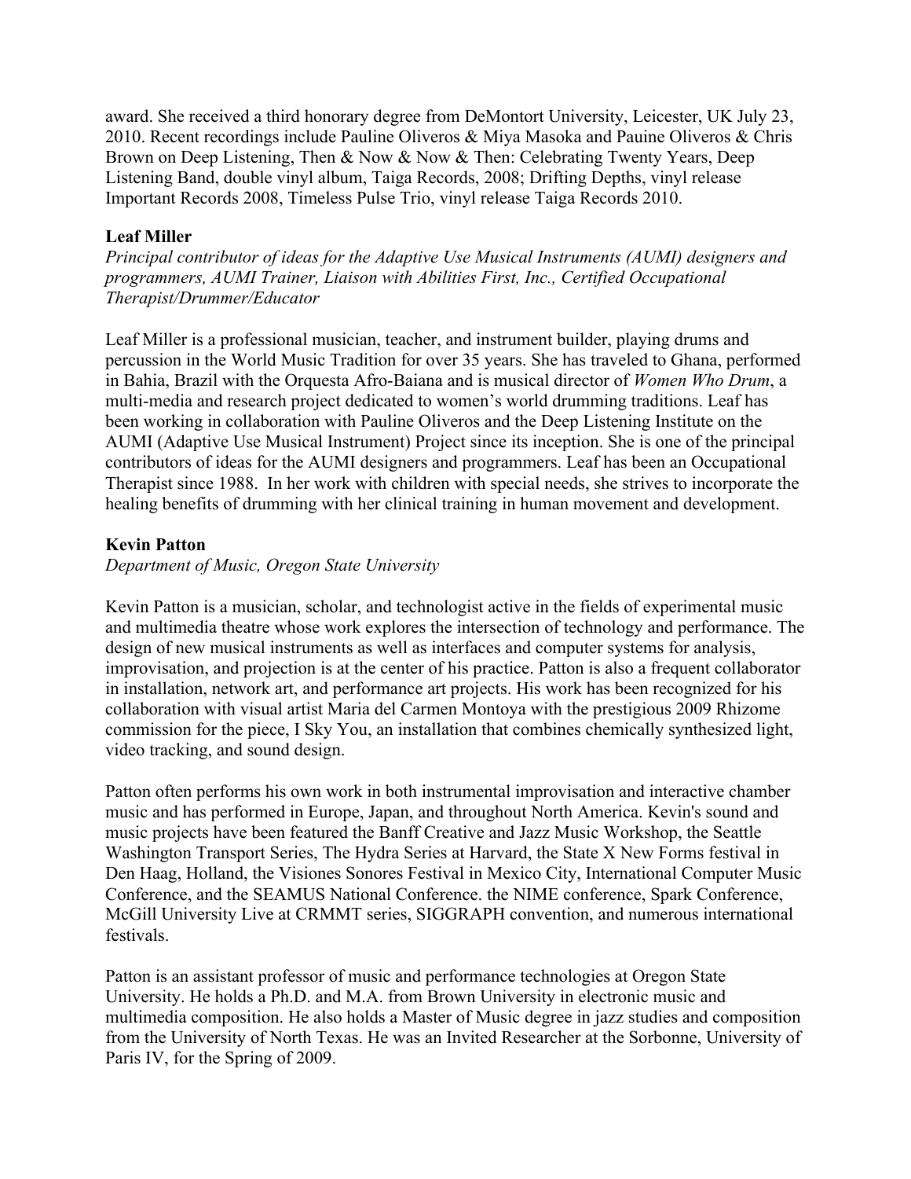award. She received a third honorary degree from DeMontort University, Leicester, UK July 23, 2010. Recent recordings include Pauline Oliveros & Miya Masoka and Pauine Oliveros & Chris Brown on Deep Listening, Then & Now & Now & Then: Celebrating Twenty Years, Deep Listening Band, double vinyl album, Taiga Records, 2008; Drifting Depths, vinyl release Important Records 2008, Timeless Pulse Trio, vinyl release Taiga Records 2010.

**Leaf Miller**

*Principal contributor of ideas for the Adaptive Use Musical Instruments (AUMI) designers and programmers, AUMI Trainer, Liaison with Abilities First, Inc., Certified Occupational Therapist/Drummer/Educator*

Leaf Miller is a professional musician, teacher, and instrument builder, playing drums and percussion in the World Music Tradition for over 35 years. She has traveled to Ghana, performed in Bahia, Brazil with the Orquesta Afro-Baiana and is musical director of *Women Who Drum*, a multi-media and research project dedicated to women's world drumming traditions. Leaf has been working in collaboration with Pauline Oliveros and the Deep Listening Institute on the AUMI (Adaptive Use Musical Instrument) Project since its inception. She is one of the principal contributors of ideas for the AUMI designers and programmers. Leaf has been an Occupational Therapist since 1988. In her work with children with special needs, she strives to incorporate the healing benefits of drumming with her clinical training in human movement and development.

**Kevin Patton**

*Department of Music, Oregon State University*

Kevin Patton is a musician, scholar, and technologist active in the fields of experimental music and multimedia theatre whose work explores the intersection of technology and performance. The design of new musical instruments as well as interfaces and computer systems for analysis, improvisation, and projection is at the center of his practice. Patton is also a frequent collaborator in installation, network art, and performance art projects. His work has been recognized for his collaboration with visual artist Maria del Carmen Montoya with the prestigious 2009 Rhizome commission for the piece, I Sky You, an installation that combines chemically synthesized light, video tracking, and sound design.

Patton often performs his own work in both instrumental improvisation and interactive chamber music and has performed in Europe, Japan, and throughout North America. Kevin's sound and music projects have been featured the Banff Creative and Jazz Music Workshop, the Seattle Washington Transport Series, The Hydra Series at Harvard, the State X New Forms festival in Den Haag, Holland, the Visiones Sonores Festival in Mexico City, International Computer Music Conference, and the SEAMUS National Conference. the NIME conference, Spark Conference, McGill University Live at CRMMT series, SIGGRAPH convention, and numerous international festivals.

Patton is an assistant professor of music and performance technologies at Oregon State University. He holds a Ph.D. and M.A. from Brown University in electronic music and multimedia composition. He also holds a Master of Music degree in jazz studies and composition from the University of North Texas. He was an Invited Researcher at the Sorbonne, University of Paris IV, for the Spring of 2009.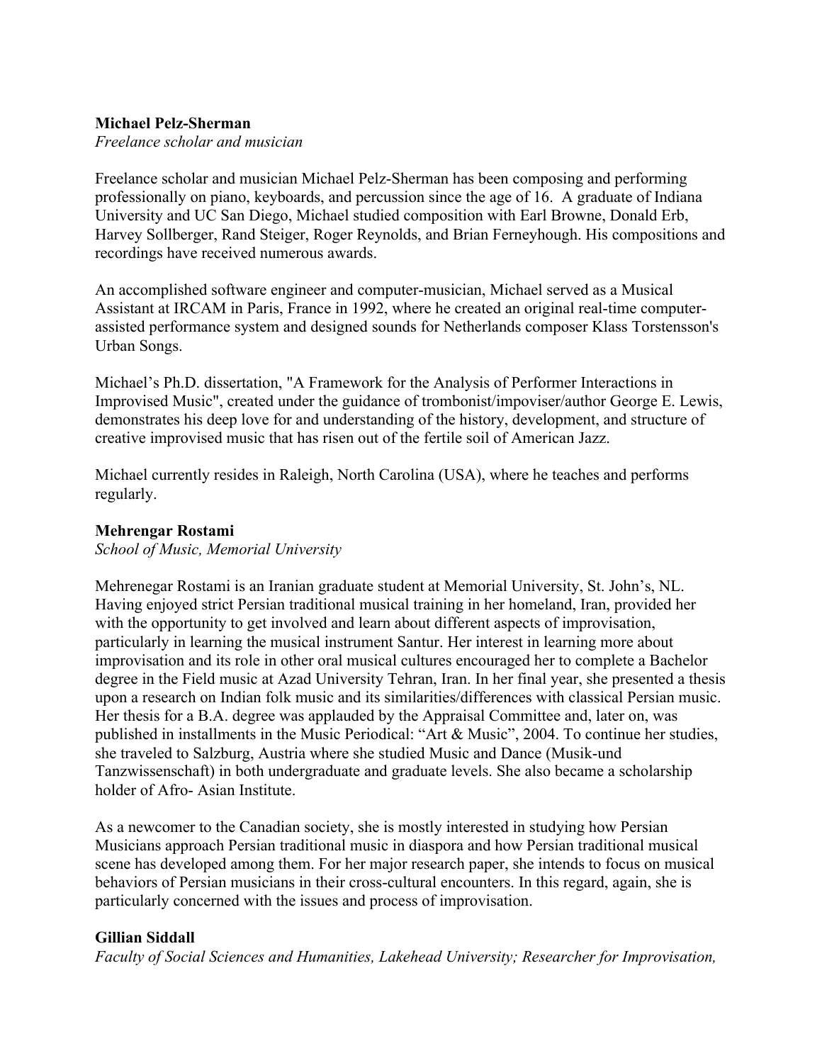**Michael Pelz-Sherman**
*Freelance scholar and musician*

Freelance scholar and musician Michael Pelz-Sherman has been composing and performing professionally on piano, keyboards, and percussion since the age of 16. A graduate of Indiana University and UC San Diego, Michael studied composition with Earl Browne, Donald Erb, Harvey Sollberger, Rand Steiger, Roger Reynolds, and Brian Ferneyhough. His compositions and recordings have received numerous awards.

An accomplished software engineer and computer-musician, Michael served as a Musical Assistant at IRCAM in Paris, France in 1992, where he created an original real-time computer-assisted performance system and designed sounds for Netherlands composer Klass Torstensson's Urban Songs.

Michael's Ph.D. dissertation, "A Framework for the Analysis of Performer Interactions in Improvised Music", created under the guidance of trombonist/impoviser/author George E. Lewis, demonstrates his deep love for and understanding of the history, development, and structure of creative improvised music that has risen out of the fertile soil of American Jazz.

Michael currently resides in Raleigh, North Carolina (USA), where he teaches and performs regularly.

**Mehrengar Rostami**
*School of Music, Memorial University*

Mehrenegar Rostami is an Iranian graduate student at Memorial University, St. John's, NL. Having enjoyed strict Persian traditional musical training in her homeland, Iran, provided her with the opportunity to get involved and learn about different aspects of improvisation, particularly in learning the musical instrument Santur. Her interest in learning more about improvisation and its role in other oral musical cultures encouraged her to complete a Bachelor degree in the Field music at Azad University Tehran, Iran. In her final year, she presented a thesis upon a research on Indian folk music and its similarities/differences with classical Persian music. Her thesis for a B.A. degree was applauded by the Appraisal Committee and, later on, was published in installments in the Music Periodical: "Art & Music", 2004. To continue her studies, she traveled to Salzburg, Austria where she studied Music and Dance (Musik-und Tanzwissenschaft) in both undergraduate and graduate levels. She also became a scholarship holder of Afro- Asian Institute.

As a newcomer to the Canadian society, she is mostly interested in studying how Persian Musicians approach Persian traditional music in diaspora and how Persian traditional musical scene has developed among them. For her major research paper, she intends to focus on musical behaviors of Persian musicians in their cross-cultural encounters. In this regard, again, she is particularly concerned with the issues and process of improvisation.

**Gillian Siddall**
*Faculty of Social Sciences and Humanities, Lakehead University; Researcher for Improvisation,*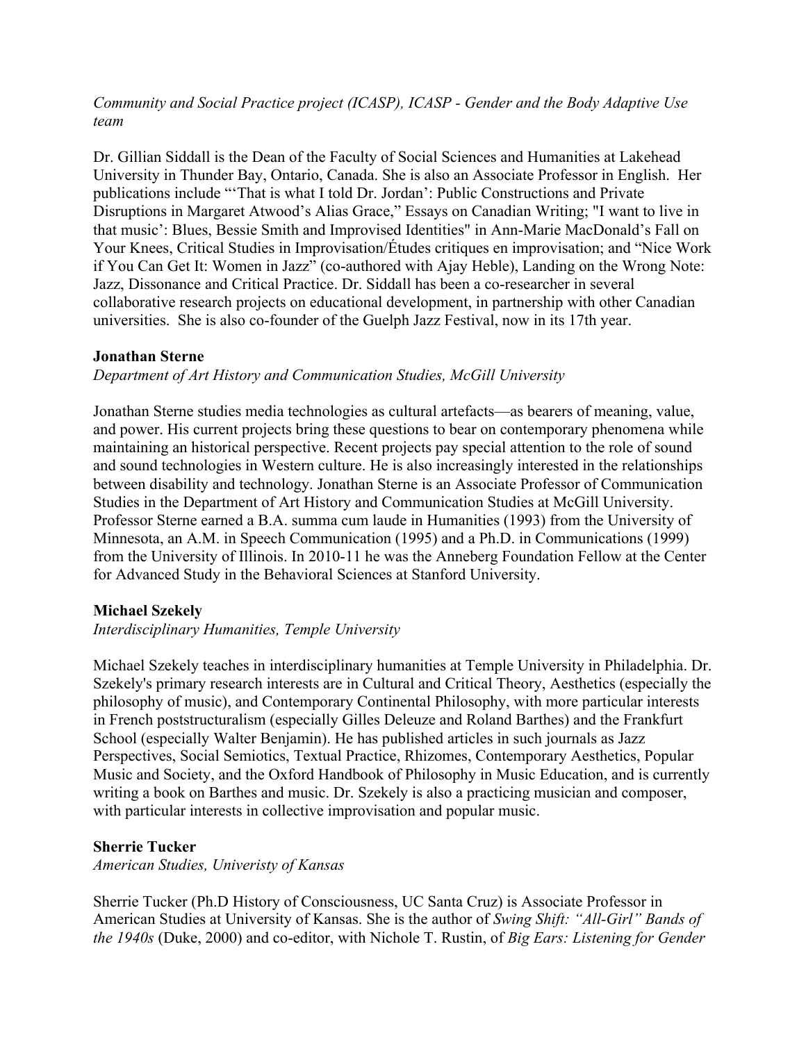*Community and Social Practice project (ICASP), ICASP - Gender and the Body Adaptive Use team*

Dr. Gillian Siddall is the Dean of the Faculty of Social Sciences and Humanities at Lakehead University in Thunder Bay, Ontario, Canada. She is also an Associate Professor in English. Her publications include "'That is what I told Dr. Jordan': Public Constructions and Private Disruptions in Margaret Atwood's Alias Grace," Essays on Canadian Writing; "I want to live in that music': Blues, Bessie Smith and Improvised Identities" in Ann-Marie MacDonald's Fall on Your Knees, Critical Studies in Improvisation/Études critiques en improvisation; and "Nice Work if You Can Get It: Women in Jazz" (co-authored with Ajay Heble), Landing on the Wrong Note: Jazz, Dissonance and Critical Practice. Dr. Siddall has been a co-researcher in several collaborative research projects on educational development, in partnership with other Canadian universities. She is also co-founder of the Guelph Jazz Festival, now in its 17th year.

**Jonathan Sterne**
*Department of Art History and Communication Studies, McGill University*

Jonathan Sterne studies media technologies as cultural artefacts—as bearers of meaning, value, and power. His current projects bring these questions to bear on contemporary phenomena while maintaining an historical perspective. Recent projects pay special attention to the role of sound and sound technologies in Western culture. He is also increasingly interested in the relationships between disability and technology. Jonathan Sterne is an Associate Professor of Communication Studies in the Department of Art History and Communication Studies at McGill University. Professor Sterne earned a B.A. summa cum laude in Humanities (1993) from the University of Minnesota, an A.M. in Speech Communication (1995) and a Ph.D. in Communications (1999) from the University of Illinois. In 2010-11 he was the Anneberg Foundation Fellow at the Center for Advanced Study in the Behavioral Sciences at Stanford University.

**Michael Szekely**
*Interdisciplinary Humanities, Temple University*

Michael Szekely teaches in interdisciplinary humanities at Temple University in Philadelphia. Dr. Szekely's primary research interests are in Cultural and Critical Theory, Aesthetics (especially the philosophy of music), and Contemporary Continental Philosophy, with more particular interests in French poststructuralism (especially Gilles Deleuze and Roland Barthes) and the Frankfurt School (especially Walter Benjamin). He has published articles in such journals as Jazz Perspectives, Social Semiotics, Textual Practice, Rhizomes, Contemporary Aesthetics, Popular Music and Society, and the Oxford Handbook of Philosophy in Music Education, and is currently writing a book on Barthes and music. Dr. Szekely is also a practicing musician and composer, with particular interests in collective improvisation and popular music.

**Sherrie Tucker**
*American Studies, Univeristy of Kansas*

Sherrie Tucker (Ph.D History of Consciousness, UC Santa Cruz) is Associate Professor in American Studies at University of Kansas. She is the author of *Swing Shift: "All-Girl" Bands of the 1940s* (Duke, 2000) and co-editor, with Nichole T. Rustin, of *Big Ears: Listening for Gender*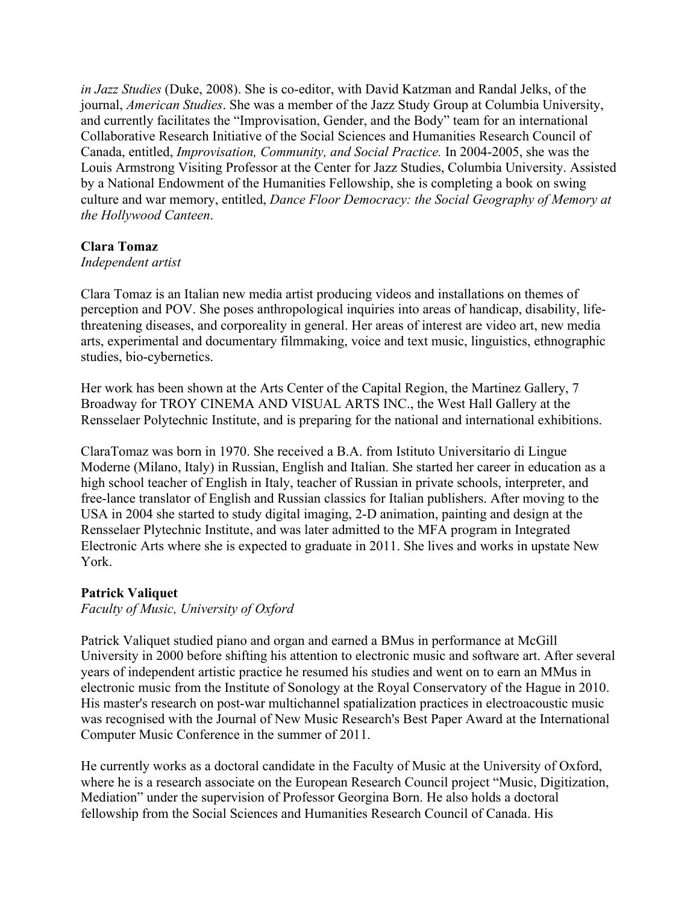*in Jazz Studies* (Duke, 2008). She is co-editor, with David Katzman and Randal Jelks, of the journal, *American Studies*. She was a member of the Jazz Study Group at Columbia University, and currently facilitates the "Improvisation, Gender, and the Body" team for an international Collaborative Research Initiative of the Social Sciences and Humanities Research Council of Canada, entitled, *Improvisation, Community, and Social Practice.* In 2004-2005, she was the Louis Armstrong Visiting Professor at the Center for Jazz Studies, Columbia University. Assisted by a National Endowment of the Humanities Fellowship, she is completing a book on swing culture and war memory, entitled, *Dance Floor Democracy: the Social Geography of Memory at the Hollywood Canteen*.

**Clara Tomaz**
*Independent artist*

Clara Tomaz is an Italian new media artist producing videos and installations on themes of perception and POV. She poses anthropological inquiries into areas of handicap, disability, life-threatening diseases, and corporeality in general. Her areas of interest are video art, new media arts, experimental and documentary filmmaking, voice and text music, linguistics, ethnographic studies, bio-cybernetics.

Her work has been shown at the Arts Center of the Capital Region, the Martinez Gallery, 7 Broadway for TROY CINEMA AND VISUAL ARTS INC., the West Hall Gallery at the Rensselaer Polytechnic Institute, and is preparing for the national and international exhibitions.

ClaraTomaz was born in 1970. She received a B.A. from Istituto Universitario di Lingue Moderne (Milano, Italy) in Russian, English and Italian. She started her career in education as a high school teacher of English in Italy, teacher of Russian in private schools, interpreter, and free-lance translator of English and Russian classics for Italian publishers. After moving to the USA in 2004 she started to study digital imaging, 2-D animation, painting and design at the Rensselaer Plytechnic Institute, and was later admitted to the MFA program in Integrated Electronic Arts where she is expected to graduate in 2011. She lives and works in upstate New York.

**Patrick Valiquet**
*Faculty of Music, University of Oxford*

Patrick Valiquet studied piano and organ and earned a BMus in performance at McGill University in 2000 before shifting his attention to electronic music and software art. After several years of independent artistic practice he resumed his studies and went on to earn an MMus in electronic music from the Institute of Sonology at the Royal Conservatory of the Hague in 2010. His master's research on post-war multichannel spatialization practices in electroacoustic music was recognised with the Journal of New Music Research's Best Paper Award at the International Computer Music Conference in the summer of 2011.

He currently works as a doctoral candidate in the Faculty of Music at the University of Oxford, where he is a research associate on the European Research Council project "Music, Digitization, Mediation" under the supervision of Professor Georgina Born. He also holds a doctoral fellowship from the Social Sciences and Humanities Research Council of Canada. His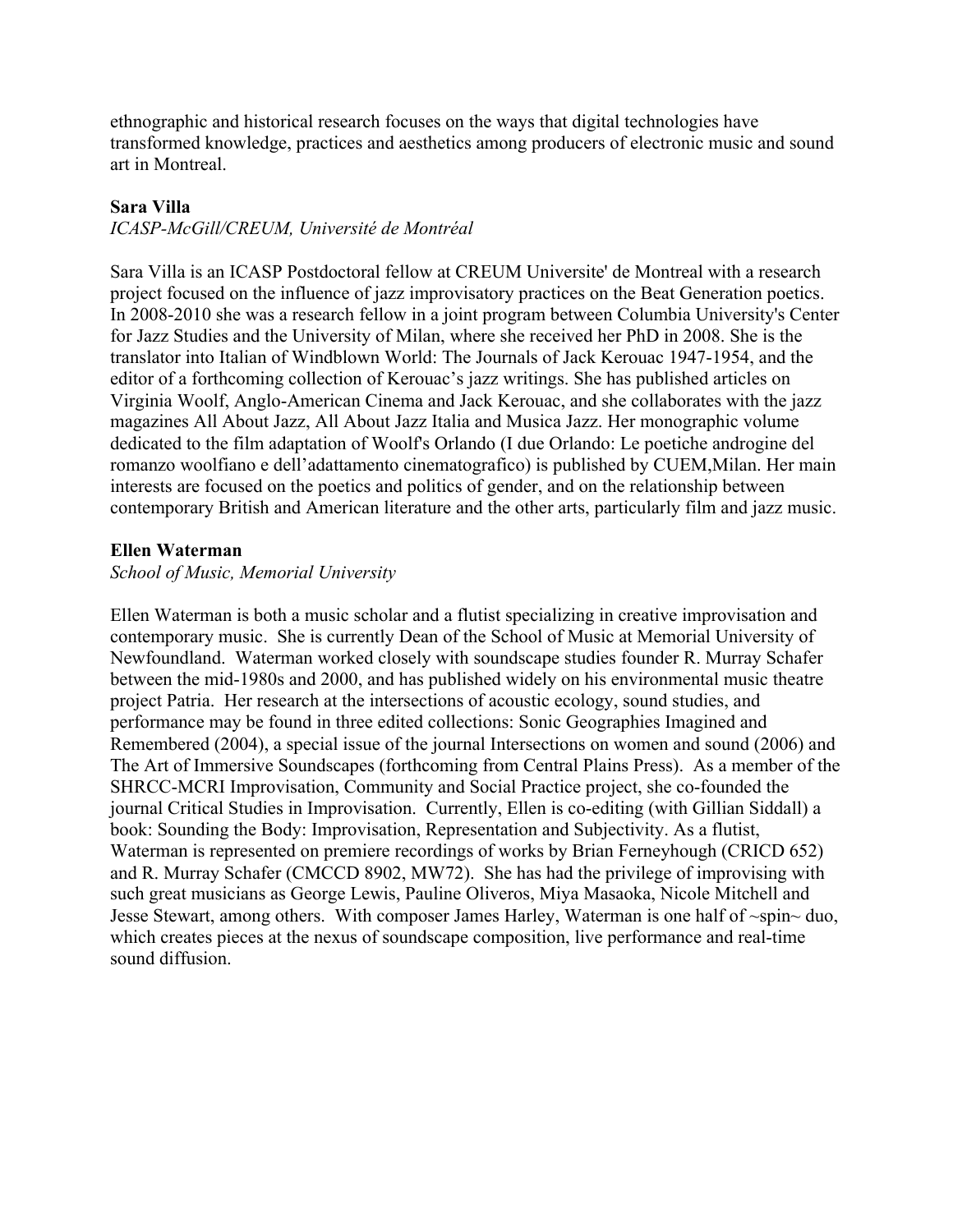ethnographic and historical research focuses on the ways that digital technologies have transformed knowledge, practices and aesthetics among producers of electronic music and sound art in Montreal.

**Sara Villa**
*ICASP-McGill/CREUM, Université de Montréal*

Sara Villa is an ICASP Postdoctoral fellow at CREUM Universite' de Montreal with a research project focused on the influence of jazz improvisatory practices on the Beat Generation poetics. In 2008-2010 she was a research fellow in a joint program between Columbia University's Center for Jazz Studies and the University of Milan, where she received her PhD in 2008. She is the translator into Italian of Windblown World: The Journals of Jack Kerouac 1947-1954, and the editor of a forthcoming collection of Kerouac's jazz writings. She has published articles on Virginia Woolf, Anglo-American Cinema and Jack Kerouac, and she collaborates with the jazz magazines All About Jazz, All About Jazz Italia and Musica Jazz. Her monographic volume dedicated to the film adaptation of Woolf's Orlando (I due Orlando: Le poetiche androgine del romanzo woolfiano e dell'adattamento cinematografico) is published by CUEM,Milan. Her main interests are focused on the poetics and politics of gender, and on the relationship between contemporary British and American literature and the other arts, particularly film and jazz music.

**Ellen Waterman**
*School of Music, Memorial University*

Ellen Waterman is both a music scholar and a flutist specializing in creative improvisation and contemporary music. She is currently Dean of the School of Music at Memorial University of Newfoundland. Waterman worked closely with soundscape studies founder R. Murray Schafer between the mid-1980s and 2000, and has published widely on his environmental music theatre project Patria. Her research at the intersections of acoustic ecology, sound studies, and performance may be found in three edited collections: Sonic Geographies Imagined and Remembered (2004), a special issue of the journal Intersections on women and sound (2006) and The Art of Immersive Soundscapes (forthcoming from Central Plains Press). As a member of the SHRCC-MCRI Improvisation, Community and Social Practice project, she co-founded the journal Critical Studies in Improvisation. Currently, Ellen is co-editing (with Gillian Siddall) a book: Sounding the Body: Improvisation, Representation and Subjectivity. As a flutist, Waterman is represented on premiere recordings of works by Brian Ferneyhough (CRICD 652) and R. Murray Schafer (CMCCD 8902, MW72). She has had the privilege of improvising with such great musicians as George Lewis, Pauline Oliveros, Miya Masaoka, Nicole Mitchell and Jesse Stewart, among others. With composer James Harley, Waterman is one half of ~spin~ duo, which creates pieces at the nexus of soundscape composition, live performance and real-time sound diffusion.